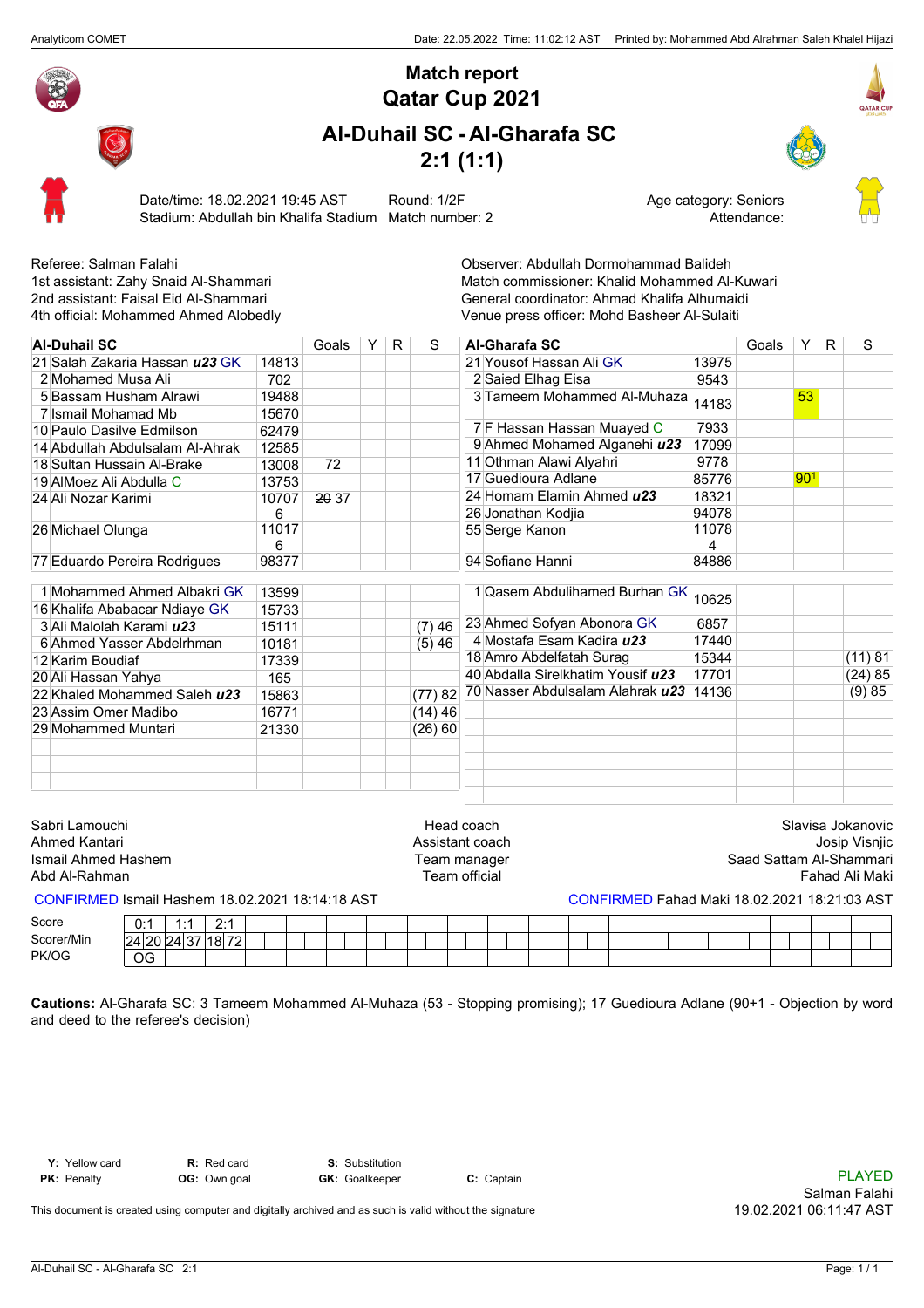# Match report
# Qatar Cup 2021

## Al-Duhail SC - Al-Gharafa SC
## 2:1 (1:1)

Date/time: 18.02.2021 19:45 AST
Stadium: Abdullah bin Khalifa Stadium

Round: 1/2F
Match number: 2

Age category: Seniors
Attendance:

Referee: Salman Falahi
1st assistant: Zahy Snaid Al-Shammari
2nd assistant: Faisal Eid Al-Shammari
4th official: Mohammed Ahmed Alobedly

Observer: Abdullah Dormohammad Balideh
Match commissioner: Khalid Mohammed Al-Kuwari
General coordinator: Ahmad Khalifa Alhumaidi
Venue press officer: Mohd Basheer Al-Sulaiti

| Al-Duhail SC | | Goals | Y | R | S |
|---|---|---|---|---|---|
| 21 Salah Zakaria Hassan ***u23*** GK | 14813 | | | | |
| 2 Mohamed Musa Ali | 702 | | | | |
| 5 Bassam Husham Alrawi | 19488 | | | | |
| 7 Ismail Mohamad Mb | 15670 | | | | |
| 10 Paulo Dasilve Edmilson | 62479 | | | | |
| 14 Abdullah Abdulsalam Al-Ahrak | 12585 | | | | |
| 18 Sultan Hussain Al-Brake | 13008 | 72 | | | |
| 19 AlMoez Ali Abdulla C | 13753 | | | | |
| 24 Ali Nozar Karimi | 107076 | ~~20~~ 37 | | | |
| 26 Michael Olunga | 110176 | | | | |
| 77 Eduardo Pereira Rodrigues | 98377 | | | | |
| 1 Mohammed Ahmed Albakri GK | 13599 | | | | |
| 16 Khalifa Ababacar Ndiaye GK | 15733 | | | | |
| 3 Ali Malolah Karami ***u23*** | 15111 | | | | (7) 46 |
| 6 Ahmed Yasser Abdelrhman | 10181 | | | | (5) 46 |
| 12 Karim Boudiaf | 17339 | | | | |
| 20 Ali Hassan Yahya | 165 | | | | |
| 22 Khaled Mohammed Saleh ***u23*** | 15863 | | | | (77) 82 |
| 23 Assim Omer Madibo | 16771 | | | | (14) 46 |
| 29 Mohammed Muntari | 21330 | | | | (26) 60 |

| Al-Gharafa SC | | Goals | Y | R | S |
|---|---|---|---|---|---|
| 21 Yousof Hassan Ali GK | 13975 | | | | |
| 2 Saied Elhag Eisa | 9543 | | | | |
| 3 Tameem Mohammed Al-Muhaza | 14183 | | 53 | | |
| 7 F Hassan Hassan Muayed C | 7933 | | | | |
| 9 Ahmed Mohamed Alganehi ***u23*** | 17099 | | | | |
| 11 Othman Alawi Alyahri | 9778 | | | | |
| 17 Guedioura Adlane | 85776 | | 90[1] | | |
| 24 Homam Elamin Ahmed ***u23*** | 18321 | | | | |
| 26 Jonathan Kodjia | 94078 | | | | |
| 55 Serge Kanon | 110784 | | | | |
| 94 Sofiane Hanni | 84886 | | | | |
| 1 Qasem Abdulhamed Burhan GK | 10625 | | | | |
| 23 Ahmed Sofyan Abonora GK | 6857 | | | | |
| 4 Mostafa Esam Kadira ***u23*** | 17440 | | | | |
| 18 Amro Abdelfatah Surag | 15344 | | | | (11) 81 |
| 40 Abdalla Sirelkhatim Yousif ***u23*** | 17701 | | | | (24) 85 |
| 70 Nasser Abdulsalam Alahrak ***u23*** | 14136 | | | | (9) 85 |

| Al-Duhail SC | | Al-Gharafa SC |
|---|---|---|
| Sabri Lamouchi | Head coach | Slavisa Jokanovic |
| Ahmed Kantari | Assistant coach | Josip Visnjic |
| Ismail Ahmed Hashem | Team manager | Saad Sattam Al-Shammari |
| Abd Al-Rahman | Team official | Fahad Ali Maki |

CONFIRMED Ismail Hashem 18.02.2021 18:14:18 AST

CONFIRMED Fahad Maki 18.02.2021 18:21:03 AST

| Score | 0:1 | | 1:1 | | 2:1 | |
|---|---|---|---|---|---|---|
| Scorer/Min | 24 | 20 | 24 | 37 | 18 | 72 |
| PK/OG | OG | | | | | |

**Cautions:** Al-Gharafa SC: 3 Tameem Mohammed Al-Muhaza (53 - Stopping promising); 17 Guedioura Adlane (90+1 - Objection by word and deed to the referee's decision)

**Y:** Yellow card **R:** Red card **S:** Substitution
**PK:** Penalty **OG:** Own goal **GK:** Goalkeeper **C:** Captain

PLAYED
Salman Falahi
19.02.2021 06:11:47 AST

This document is created using computer and digitally archived and as such is valid without the signature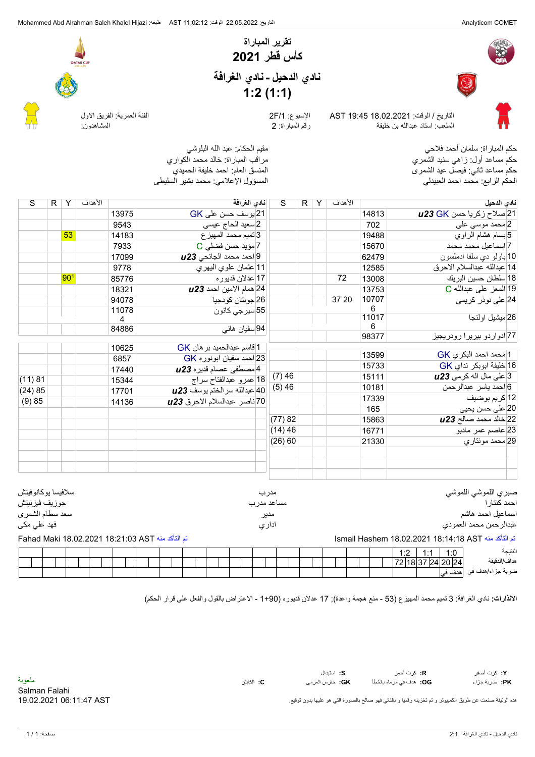Mohammed Abd Alrahman Saleh Khalel Hijazi :طبعه   AST 11:02:12 :الوقت 22.05.2022 :التاريخ   Analyticom COMET

# تقرير المباراة
# كأس قطر 2021
## نادي الدحيل - نادي الغرافة
## 1:2 (1:1)

التاريخ / الوقت: 18.02.2021 19:45 AST   الإسبوع: 2F/1   الفئة العمرية: الفريق الاول
الملعب: استاد عبدالله بن خليفة   رقم المباراة: 2   المشاهدون:

حكم المباراة: سلمان أحمد فلاحي
حكم مساعد أول: زاهي سنيد الشمري
حكم مساعد ثاني: فيصل عيد الشمري
الحكم الرابع: محمد احمد العبيدلي

مقيم الحكام: عبد الله البلوشي
مراقب المباراة: خالد محمد الكواري
المنسق العام: احمد خليفة الحميدي
المسؤول الإعلامي: محمد بشير السليطي

| نادي الدحيل | | الأهداف | Y | R | S |
|---|---|---|---|---|---|
| 21 صلاح زكريا حسن GK u23 | 14813 | | | | |
| 2 محمد موسى علي | 702 | | | | |
| 5 بسام هشام الراوي | 19488 | | | | |
| 7 اسماعيل محمد محمد | 15670 | | | | |
| 10 باولو دي سلفا ادملسون | 62479 | | | | |
| 14 عبدالله عبدالسلام الاحرق | 12585 | | | | |
| 18 سلطان حسين البريك | 13008 | 72 | | | |
| 19 المعز علي عبدالله C | 13753 | | | | |
| 24 علي نوذر كريمي | 107076 | 37 ~~20~~ | | | |
| 26 ميشيل اولنجا | 110176 | | | | |
| 77 ادواردو بيريرا رودريجيز | 98377 | | | | |
| 1 محمد احمد البكري GK | 13599 | | | | |
| 16 خليفة ابوبكر نداي GK | 15733 | | | | |
| 3 علي مال الله كرمي u23 | 15111 | | | | (7) 46 |
| 6 احمد ياسر عبدالرحمن | 10181 | | | | (5) 46 |
| 12 كريم بوضيف | 17339 | | | | |
| 20 علي حسن يحيى | 165 | | | | |
| 22 خالد محمد صالح u23 | 15863 | | | | (77) 82 |
| 23 عاصم عمر مادبو | 16771 | | | | (14) 46 |
| 29 محمد مونتاري | 21330 | | | | (26) 60 |

| نادي الغرافة | | الأهداف | Y | R | S |
|---|---|---|---|---|---|
| 21 يوسف حسن علي GK | 13975 | | | | |
| 2 سعيد الحاج عيسى | 9543 | | | | |
| 3 تميم محمد المهيزع | 14183 | | 53 | | |
| 7 مؤيد حسن فضلي C | 7933 | | | | |
| 9 احمد محمد الجانحي u23 | 17099 | | | | |
| 11 عثمان علوي اليهري | 9778 | | | | |
| 17 عدلان قديوره | 85776 | | 90[1] | | |
| 24 هما الامين احمد u23 | 18321 | | | | |
| 26 جوناثان كودجيا | 94078 | | | | |
| 55 سيرجي كانوث | 110784 | | | | |
| 94 سفيان هاني | 84886 | | | | |
| 1 قاسم عبدالحميد برهان GK | 10625 | | | | |
| 23 احمد سفيان ابونوره GK | 6857 | | | | |
| 4 مصطفى عصام قديره u23 | 17440 | | | | |
| 18 عمرو عبدالفتاح سراج | 15344 | | | | (11) 81 |
| 40 عبدالله سرالختم يوسف u23 | 17701 | | | | (24) 85 |
| 70 ناصر عبدالسلام الاحرق u23 | 14136 | | | | (9) 85 |

| | نادي الدحيل | نادي الغرافة |
|---|---|---|
| مدرب | صبري اللموشي اللموشي | سلافيسا يوكانوفيتش |
| مساعد مدرب | احمد كنتارا | جوزيف فيزنيتش |
| مدير | اسماعيل احمد هاشم | سعد سطام الشمرى |
| اداري | عبدالرحمن محمد العمودي | فهد علي مكى |

تم التأكد منه Ismail Hashem 18.02.2021 18:14:18 AST   تم التأكد منه Fahad Maki 18.02.2021 18:21:03 AST

| النتيجة | 1:0 | 1:1 | 1:2 |
|---|---|---|---|
| هدف/الدقيقة | 24 20 | 37 18 | 72 |
| ضربة جزاء/هدف في | هدف في | | |

**الانذارات:** نادي الغرافة: 3 تميم محمد المهيزع (53 - منع هجمة واعدة)؛ 17 عدلان قديوره (90+1 - الاعتراض بالقول والفعل على قرار الحكم)

**Y:** كرت أصفر   **R:** كرت أحمر   **S:** استبدال
**PK:** ضربة جزاء   **OG:** هدف في مرماه بالخطأ   **GK:** حارس المرمى   **C:** الكابتن

ملعوبة
Salman Falahi
19.02.2021 06:11:47 AST

هذه الوثيقة صنعت عن طريق الكمبيوتر و تم تخزينه رقميا و بالتالي فهو صالح بالصورة التي هو عليها بدون توقيع.